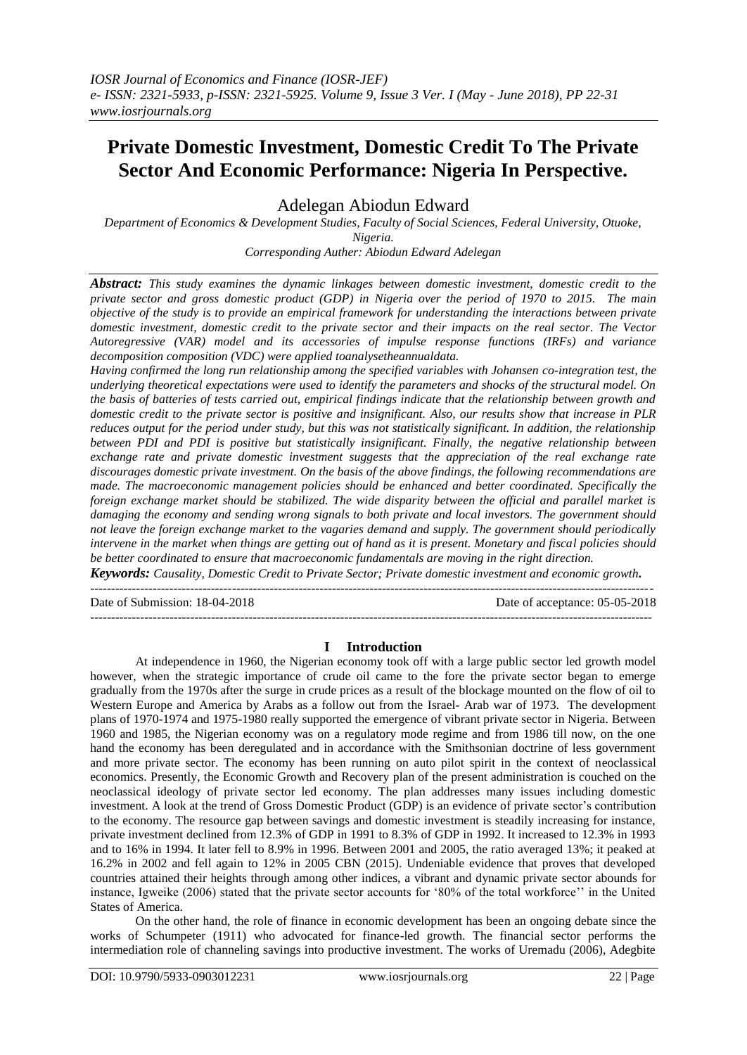# Private Domestic Investment, Domestic Credit To The Private Sector And Economic Performance: Nigeria In Perspective.

Adelegan Abiodun Edward

*Department of Economics & Development Studies, Faculty of Social Sciences, Federal University, Otuoke, Nigeria.*
*Corresponding Auther: Abiodun Edward Adelegan*

***Abstract:*** *This study examines the dynamic linkages between domestic investment, domestic credit to the private sector and gross domestic product (GDP) in Nigeria over the period of 1970 to 2015. The main objective of the study is to provide an empirical framework for understanding the interactions between private domestic investment, domestic credit to the private sector and their impacts on the real sector. The Vector Autoregressive (VAR) model and its accessories of impulse response functions (IRFs) and variance decomposition composition (VDC) were applied toanalysetheannualdata.*

*Having confirmed the long run relationship among the specified variables with Johansen co-integration test, the underlying theoretical expectations were used to identify the parameters and shocks of the structural model. On the basis of batteries of tests carried out, empirical findings indicate that the relationship between growth and domestic credit to the private sector is positive and insignificant. Also, our results show that increase in PLR reduces output for the period under study, but this was not statistically significant. In addition, the relationship between PDI and PDI is positive but statistically insignificant. Finally, the negative relationship between exchange rate and private domestic investment suggests that the appreciation of the real exchange rate discourages domestic private investment. On the basis of the above findings, the following recommendations are made. The macroeconomic management policies should be enhanced and better coordinated. Specifically the foreign exchange market should be stabilized. The wide disparity between the official and parallel market is damaging the economy and sending wrong signals to both private and local investors. The government should not leave the foreign exchange market to the vagaries demand and supply. The government should periodically intervene in the market when things are getting out of hand as it is present. Monetary and fiscal policies should be better coordinated to ensure that macroeconomic fundamentals are moving in the right direction.*

***Keywords:*** *Causality, Domestic Credit to Private Sector; Private domestic investment and economic growth.*

---

Date of Submission: 18-04-2018 Date of acceptance: 05-05-2018

---

## I Introduction

At independence in 1960, the Nigerian economy took off with a large public sector led growth model however, when the strategic importance of crude oil came to the fore the private sector began to emerge gradually from the 1970s after the surge in crude prices as a result of the blockage mounted on the flow of oil to Western Europe and America by Arabs as a follow out from the Israel- Arab war of 1973. The development plans of 1970-1974 and 1975-1980 really supported the emergence of vibrant private sector in Nigeria. Between 1960 and 1985, the Nigerian economy was on a regulatory mode regime and from 1986 till now, on the one hand the economy has been deregulated and in accordance with the Smithsonian doctrine of less government and more private sector. The economy has been running on auto pilot spirit in the context of neoclassical economics. Presently, the Economic Growth and Recovery plan of the present administration is couched on the neoclassical ideology of private sector led economy. The plan addresses many issues including domestic investment. A look at the trend of Gross Domestic Product (GDP) is an evidence of private sector's contribution to the economy. The resource gap between savings and domestic investment is steadily increasing for instance, private investment declined from 12.3% of GDP in 1991 to 8.3% of GDP in 1992. It increased to 12.3% in 1993 and to 16% in 1994. It later fell to 8.9% in 1996. Between 2001 and 2005, the ratio averaged 13%; it peaked at 16.2% in 2002 and fell again to 12% in 2005 CBN (2015). Undeniable evidence that proves that developed countries attained their heights through among other indices, a vibrant and dynamic private sector abounds for instance, Igweike (2006) stated that the private sector accounts for '80% of the total workforce'' in the United States of America.

On the other hand, the role of finance in economic development has been an ongoing debate since the works of Schumpeter (1911) who advocated for finance-led growth. The financial sector performs the intermediation role of channeling savings into productive investment. The works of Uremadu (2006), Adegbite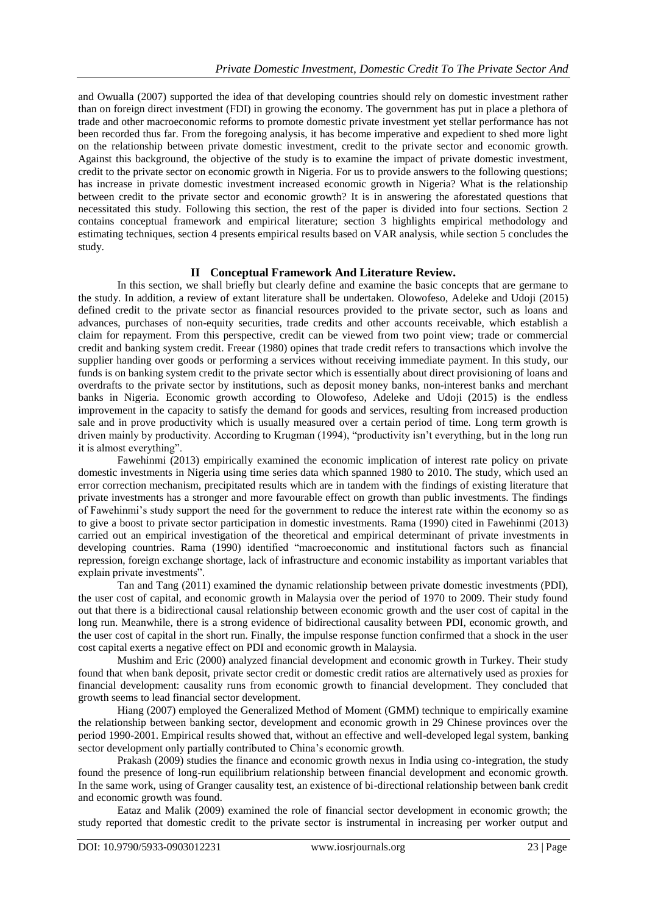and Owualla (2007) supported the idea of that developing countries should rely on domestic investment rather than on foreign direct investment (FDI) in growing the economy. The government has put in place a plethora of trade and other macroeconomic reforms to promote domestic private investment yet stellar performance has not been recorded thus far. From the foregoing analysis, it has become imperative and expedient to shed more light on the relationship between private domestic investment, credit to the private sector and economic growth. Against this background, the objective of the study is to examine the impact of private domestic investment, credit to the private sector on economic growth in Nigeria. For us to provide answers to the following questions; has increase in private domestic investment increased economic growth in Nigeria? What is the relationship between credit to the private sector and economic growth? It is in answering the aforestated questions that necessitated this study. Following this section, the rest of the paper is divided into four sections. Section 2 contains conceptual framework and empirical literature; section 3 highlights empirical methodology and estimating techniques, section 4 presents empirical results based on VAR analysis, while section 5 concludes the study.

## II Conceptual Framework And Literature Review.

In this section, we shall briefly but clearly define and examine the basic concepts that are germane to the study. In addition, a review of extant literature shall be undertaken. Olowofeso, Adeleke and Udoji (2015) defined credit to the private sector as financial resources provided to the private sector, such as loans and advances, purchases of non-equity securities, trade credits and other accounts receivable, which establish a claim for repayment. From this perspective, credit can be viewed from two point view; trade or commercial credit and banking system credit. Freear (1980) opines that trade credit refers to transactions which involve the supplier handing over goods or performing a services without receiving immediate payment. In this study, our funds is on banking system credit to the private sector which is essentially about direct provisioning of loans and overdrafts to the private sector by institutions, such as deposit money banks, non-interest banks and merchant banks in Nigeria. Economic growth according to Olowofeso, Adeleke and Udoji (2015) is the endless improvement in the capacity to satisfy the demand for goods and services, resulting from increased production sale and in prove productivity which is usually measured over a certain period of time. Long term growth is driven mainly by productivity. According to Krugman (1994), "productivity isn't everything, but in the long run it is almost everything".

Fawehinmi (2013) empirically examined the economic implication of interest rate policy on private domestic investments in Nigeria using time series data which spanned 1980 to 2010. The study, which used an error correction mechanism, precipitated results which are in tandem with the findings of existing literature that private investments has a stronger and more favourable effect on growth than public investments. The findings of Fawehinmi's study support the need for the government to reduce the interest rate within the economy so as to give a boost to private sector participation in domestic investments. Rama (1990) cited in Fawehinmi (2013) carried out an empirical investigation of the theoretical and empirical determinant of private investments in developing countries. Rama (1990) identified "macroeconomic and institutional factors such as financial repression, foreign exchange shortage, lack of infrastructure and economic instability as important variables that explain private investments".

Tan and Tang (2011) examined the dynamic relationship between private domestic investments (PDI), the user cost of capital, and economic growth in Malaysia over the period of 1970 to 2009. Their study found out that there is a bidirectional causal relationship between economic growth and the user cost of capital in the long run. Meanwhile, there is a strong evidence of bidirectional causality between PDI, economic growth, and the user cost of capital in the short run. Finally, the impulse response function confirmed that a shock in the user cost capital exerts a negative effect on PDI and economic growth in Malaysia.

Mushim and Eric (2000) analyzed financial development and economic growth in Turkey. Their study found that when bank deposit, private sector credit or domestic credit ratios are alternatively used as proxies for financial development: causality runs from economic growth to financial development. They concluded that growth seems to lead financial sector development.

Hiang (2007) employed the Generalized Method of Moment (GMM) technique to empirically examine the relationship between banking sector, development and economic growth in 29 Chinese provinces over the period 1990-2001. Empirical results showed that, without an effective and well-developed legal system, banking sector development only partially contributed to China's economic growth.

Prakash (2009) studies the finance and economic growth nexus in India using co-integration, the study found the presence of long-run equilibrium relationship between financial development and economic growth. In the same work, using of Granger causality test, an existence of bi-directional relationship between bank credit and economic growth was found.

Eataz and Malik (2009) examined the role of financial sector development in economic growth; the study reported that domestic credit to the private sector is instrumental in increasing per worker output and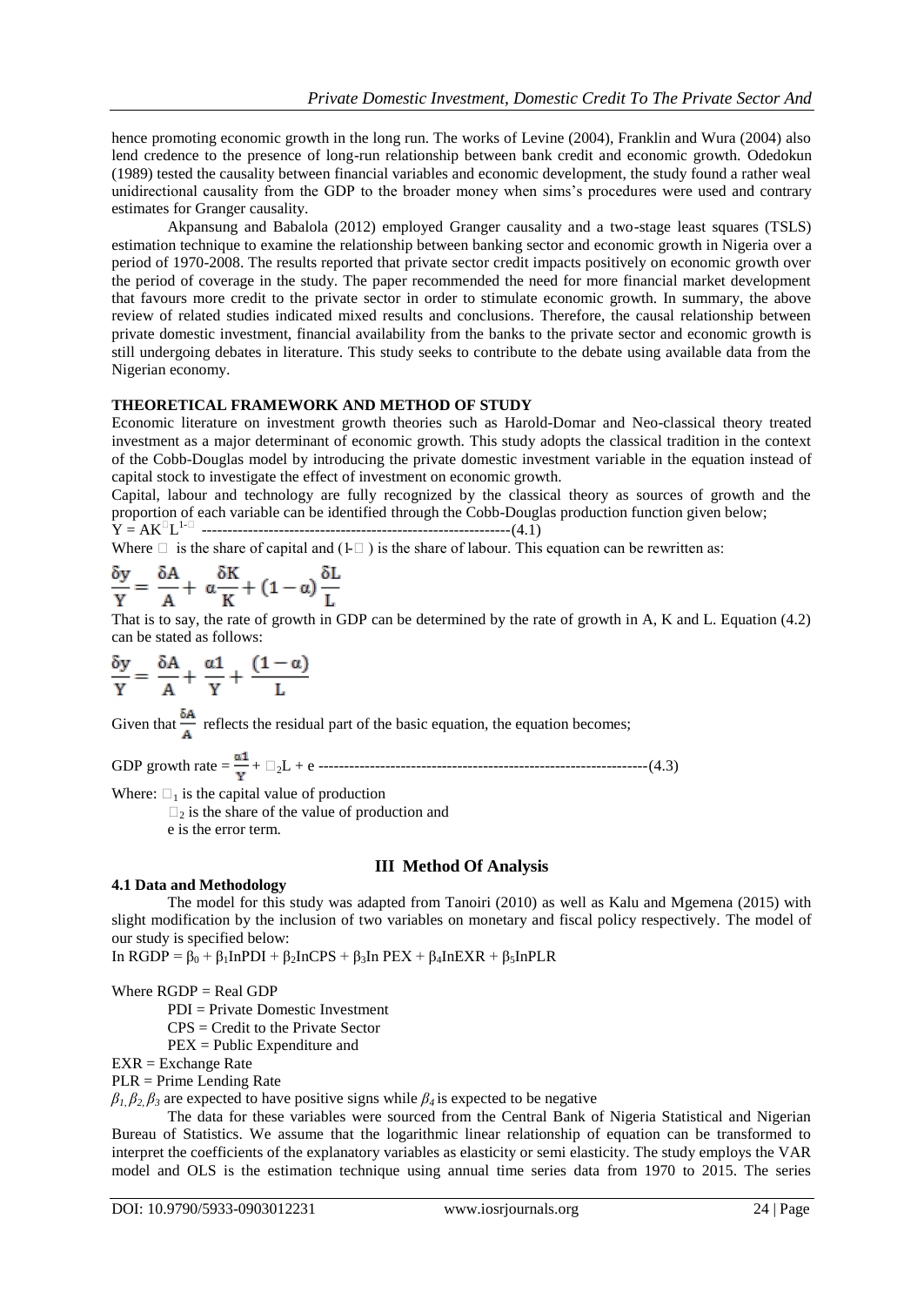hence promoting economic growth in the long run. The works of Levine (2004), Franklin and Wura (2004) also lend credence to the presence of long-run relationship between bank credit and economic growth. Odedokun (1989) tested the causality between financial variables and economic development, the study found a rather weal unidirectional causality from the GDP to the broader money when sims's procedures were used and contrary estimates for Granger causality.

Akpansung and Babalola (2012) employed Granger causality and a two-stage least squares (TSLS) estimation technique to examine the relationship between banking sector and economic growth in Nigeria over a period of 1970-2008. The results reported that private sector credit impacts positively on economic growth over the period of coverage in the study. The paper recommended the need for more financial market development that favours more credit to the private sector in order to stimulate economic growth. In summary, the above review of related studies indicated mixed results and conclusions. Therefore, the causal relationship between private domestic investment, financial availability from the banks to the private sector and economic growth is still undergoing debates in literature. This study seeks to contribute to the debate using available data from the Nigerian economy.

## THEORETICAL FRAMEWORK AND METHOD OF STUDY

Economic literature on investment growth theories such as Harold-Domar and Neo-classical theory treated investment as a major determinant of economic growth. This study adopts the classical tradition in the context of the Cobb-Douglas model by introducing the private domestic investment variable in the equation instead of capital stock to investigate the effect of investment on economic growth.

Capital, labour and technology are fully recognized by the classical theory as sources of growth and the proportion of each variable can be identified through the Cobb-Douglas production function given below;

$$Y = AK^{\alpha}L^{1-\alpha} \quad \text{------------------------------------------------------------(4.1)}$$

Where $\alpha$ is the share of capital and $(1-\alpha)$ is the share of labour. This equation can be rewritten as:

$$\frac{\delta y}{Y} = \frac{\delta A}{A} + \alpha\frac{\delta K}{K} + (1-\alpha)\frac{\delta L}{L}$$

That is to say, the rate of growth in GDP can be determined by the rate of growth in A, K and L. Equation (4.2) can be stated as follows:

$$\frac{\delta y}{Y} = \frac{\delta A}{A} + \frac{\alpha 1}{Y} + \frac{(1-\alpha)}{L}$$

Given that $\frac{\delta A}{A}$ reflects the residual part of the basic equation, the equation becomes;

$$\text{GDP growth rate} = \frac{\alpha 1}{Y} + \beta_2 L + e \quad \text{----------------------------------------------------------------(4.3)}$$

Where: $\beta_1$ is the capital value of production

$\beta_2$ is the share of the value of production and

e is the error term.

## III Method Of Analysis

### 4.1 Data and Methodology

The model for this study was adapted from Tanoiri (2010) as well as Kalu and Mgemena (2015) with slight modification by the inclusion of two variables on monetary and fiscal policy respectively. The model of our study is specified below:

$$\text{In RGDP} = \beta_0 + \beta_1\text{InPDI} + \beta_2\text{InCPS} + \beta_3\text{In PEX} + \beta_4\text{InEXR} + \beta_5\text{InPLR}$$

Where RGDP = Real GDP

PDI = Private Domestic Investment

CPS = Credit to the Private Sector

PEX = Public Expenditure and

EXR = Exchange Rate

PLR = Prime Lending Rate

$\beta_1, \beta_2, \beta_3$ are expected to have positive signs while $\beta_4$ is expected to be negative

The data for these variables were sourced from the Central Bank of Nigeria Statistical and Nigerian Bureau of Statistics. We assume that the logarithmic linear relationship of equation can be transformed to interpret the coefficients of the explanatory variables as elasticity or semi elasticity. The study employs the VAR model and OLS is the estimation technique using annual time series data from 1970 to 2015. The series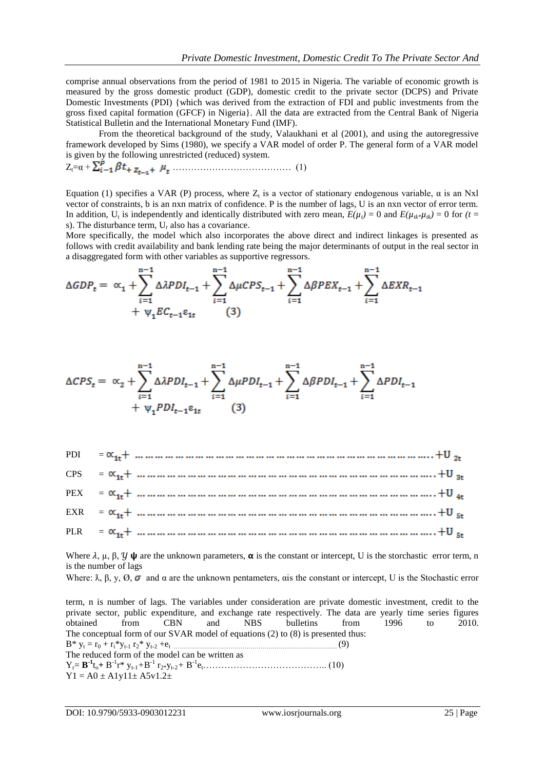comprise annual observations from the period of 1981 to 2015 in Nigeria. The variable of economic growth is measured by the gross domestic product (GDP), domestic credit to the private sector (DCPS) and Private Domestic Investments (PDI) {which was derived from the extraction of FDI and public investments from the gross fixed capital formation (GFCF) in Nigeria}. All the data are extracted from the Central Bank of Nigeria Statistical Bulletin and the International Monetary Fund (IMF).

From the theoretical background of the study, Valaukhani et al (2001), and using the autoregressive framework developed by Sims (1980), we specify a VAR model of order P. The general form of a VAR model is given by the following unrestricted (reduced) system.

$Z_t = \alpha + \sum_{i-1}^{P} \beta t_{+ z_{t-1}+} \ \mu_t$ …………………………………. (1)

Equation (1) specifies a VAR (P) process, where $Z_t$ is a vector of stationary endogenous variable, α is an Nxl vector of constraints, b is an nxn matrix of confidence. P is the number of lags, U is an nxn vector of error term. In addition, $U_t$ is independently and identically distributed with zero mean, $E(\mu_t) = 0$ and $E(\mu_{tk*}\mu_{tk}) = 0$ for $(t = s)$. The disturbance term, $U_r$ also has a covariance.

More specifically, the model which also incorporates the above direct and indirect linkages is presented as follows with credit availability and bank lending rate being the major determinants of output in the real sector in a disaggregated form with other variables as supportive regressors.

$$\Delta GDP_t = \propto_1 + \sum_{i=1}^{n-1} \Delta\lambda PDI_{t-1} + \sum_{i=1}^{n-1} \Delta\mu CPS_{t-1} + \sum_{i=1}^{n-1} \Delta\beta PEX_{t-1} + \sum_{i=1}^{n-1} \Delta EXR_{t-1} + \psi_1 EC_{t-1}\varepsilon_{1t} \qquad (3)$$

$$\Delta CPS_t = \propto_2 + \sum_{i=1}^{n-1} \Delta\lambda PDI_{t-1} + \sum_{i=1}^{n-1} \Delta\mu PDI_{t-1} + \sum_{i=1}^{n-1} \Delta\beta PDI_{t-1} + \sum_{i=1}^{n-1} \Delta PDI_{t-1} + \psi_1 PDI_{t-1}\varepsilon_{1t} \qquad (3)$$

PDI $= \propto_{1t} +$ …………………………………………………………… $+ U_{2t}$

CPS $= \propto_{1t} +$ …………………………………………………………… $+ U_{3t}$

PEX $= \propto_{1t} +$ …………………………………………………………… $+ U_{4t}$

EXR $= \propto_{1t} +$ …………………………………………………………… $+ U_{5t}$

PLR $= \propto_{1t} +$ …………………………………………………………… $+ U_{5t}$

Where λ, μ, β, $\mathcal{Y}$ **ψ** are the unknown parameters, **α** is the constant or intercept, U is the storchastic error term, n is the number of lags

Where: λ, β, y, Ø, $\sigma$ and α are the unknown pentameters, αis the constant or intercept, U is the Stochastic error term, n is number of lags. The variables under consideration are private domestic investment, credit to the private sector, public expenditure, and exchange rate respectively. The data are yearly time series figures obtained from CBN and NBS bulletins from 1996 to 2010.

The conceptual form of our SVAR model of equations (2) to (8) is presented thus:

$B^* y_t = r_0 + r_i^* y_{t-1}\ r_2^*\ y_{t-2} + e_t$ ………………………………………………………(9)

The reduced form of the model can be written as

$Y_r = \mathbf{B}^{-1}t_o + B^{-1}r^*\ y_{t-1} + B^{-1}\ r_{2*}y_{t-2} + B^{-1}e_t$………………………………….. (10)

Y1 = A0 ± A1y11± A5v1.2±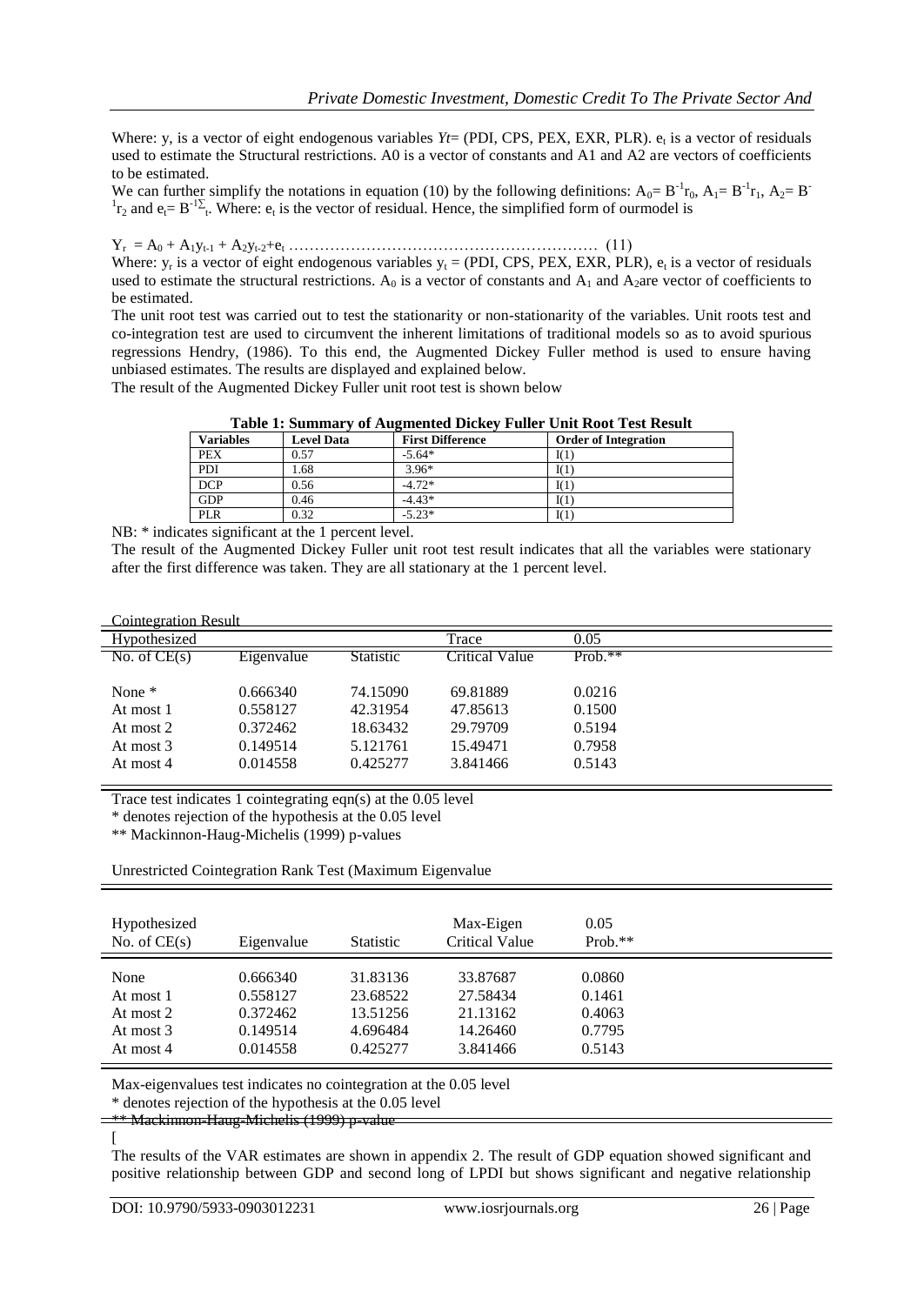Where: y, is a vector of eight endogenous variables $Yt$= (PDI, CPS, PEX, EXR, PLR). $e_t$ is a vector of residuals used to estimate the Structural restrictions. A0 is a vector of constants and A1 and A2 are vectors of coefficients to be estimated.

We can further simplify the notations in equation (10) by the following definitions: $A_0 = B^{-1}r_0$, $A_1 = B^{-1}r_1$, $A_2 = B^{-1}r_2$ and $e_t = B^{-1\Sigma}{}_t$. Where: $e_t$ is the vector of residual. Hence, the simplified form of ourmodel is

$$Y_r = A_0 + A_1 y_{t-1} + A_2 y_{t-2} + e_t \quad \ldots\ldots\ldots\ldots\ldots\ldots\ldots\ldots\ldots\ldots \quad (11)$$

Where: $y_r$ is a vector of eight endogenous variables $y_t$ = (PDI, CPS, PEX, EXR, PLR), $e_t$ is a vector of residuals used to estimate the structural restrictions. $A_0$ is a vector of constants and $A_1$ and $A_2$are vector of coefficients to be estimated.

The unit root test was carried out to test the stationarity or non-stationarity of the variables. Unit roots test and co-integration test are used to circumvent the inherent limitations of traditional models so as to avoid spurious regressions Hendry, (1986). To this end, the Augmented Dickey Fuller method is used to ensure having unbiased estimates. The results are displayed and explained below.

The result of the Augmented Dickey Fuller unit root test is shown below

**Table 1: Summary of Augmented Dickey Fuller Unit Root Test Result**

| Variables | Level Data | First Difference | Order of Integration |
|---|---|---|---|
| PEX | 0.57 | -5.64* | I(1) |
| PDI | 1.68 | 3.96* | I(1) |
| DCP | 0.56 | -4.72* | I(1) |
| GDP | 0.46 | -4.43* | I(1) |
| PLR | 0.32 | -5.23* | I(1) |

NB: * indicates significant at the 1 percent level.

The result of the Augmented Dickey Fuller unit root test result indicates that all the variables were stationary after the first difference was taken. They are all stationary at the 1 percent level.

Cointegration Result

| Hypothesized No. of CE(s) | Eigenvalue | Trace Statistic | 0.05 Critical Value | Prob.** |
|---|---|---|---|---|
| None * | 0.666340 | 74.15090 | 69.81889 | 0.0216 |
| At most 1 | 0.558127 | 42.31954 | 47.85613 | 0.1500 |
| At most 2 | 0.372462 | 18.63432 | 29.79709 | 0.5194 |
| At most 3 | 0.149514 | 5.121761 | 15.49471 | 0.7958 |
| At most 4 | 0.014558 | 0.425277 | 3.841466 | 0.5143 |

Trace test indicates 1 cointegrating eqn(s) at the 0.05 level

* denotes rejection of the hypothesis at the 0.05 level

** Mackinnon-Haug-Michelis (1999) p-values

Unrestricted Cointegration Rank Test (Maximum Eigenvalue

| Hypothesized No. of CE(s) | Eigenvalue | Statistic | Max-Eigen Critical Value | 0.05 Prob.** |
|---|---|---|---|---|
| None | 0.666340 | 31.83136 | 33.87687 | 0.0860 |
| At most 1 | 0.558127 | 23.68522 | 27.58434 | 0.1461 |
| At most 2 | 0.372462 | 13.51256 | 21.13162 | 0.4063 |
| At most 3 | 0.149514 | 4.696484 | 14.26460 | 0.7795 |
| At most 4 | 0.014558 | 0.425277 | 3.841466 | 0.5143 |

Max-eigenvalues test indicates no cointegration at the 0.05 level

* denotes rejection of the hypothesis at the 0.05 level

** Mackinnon-Haug-Michelis (1999) p-value

[

The results of the VAR estimates are shown in appendix 2. The result of GDP equation showed significant and positive relationship between GDP and second long of LPDI but shows significant and negative relationship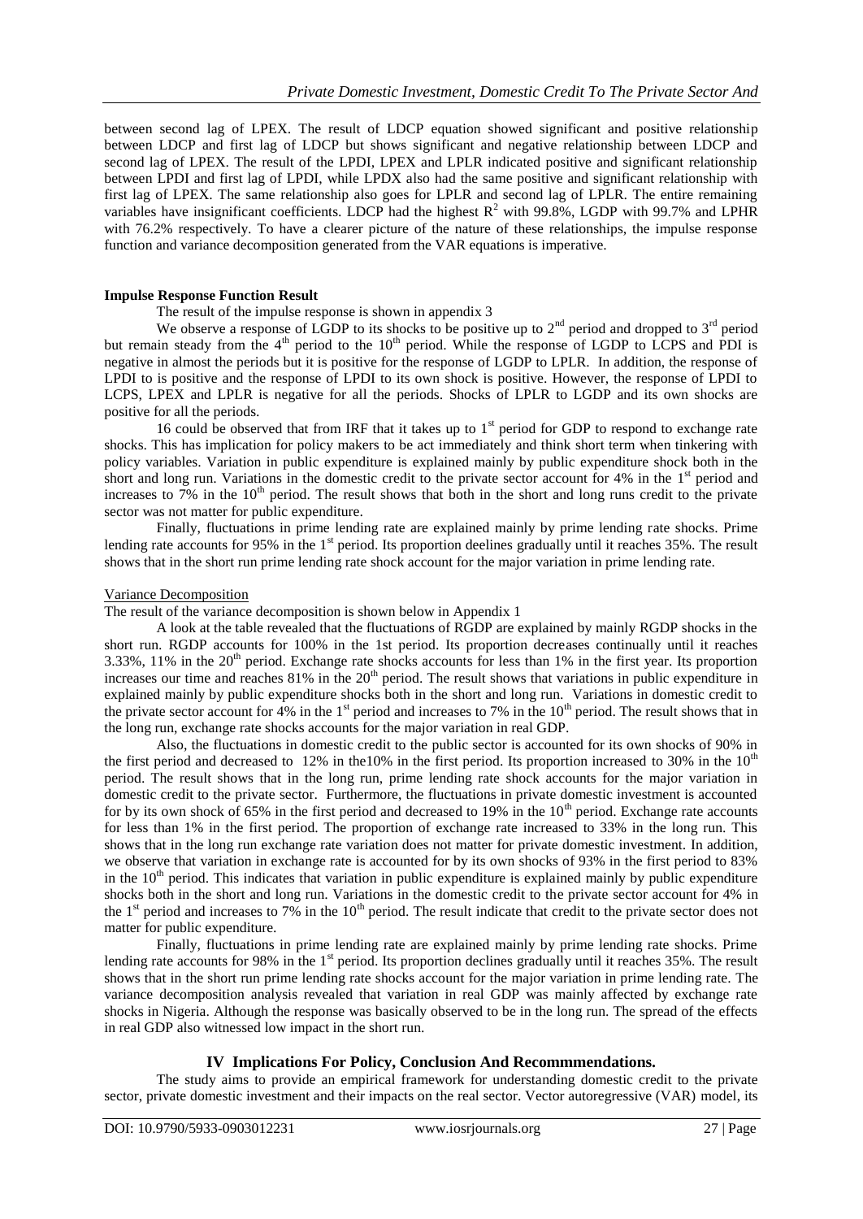between second lag of LPEX. The result of LDCP equation showed significant and positive relationship between LDCP and first lag of LDCP but shows significant and negative relationship between LDCP and second lag of LPEX. The result of the LPDI, LPEX and LPLR indicated positive and significant relationship between LPDI and first lag of LPDI, while LPDX also had the same positive and significant relationship with first lag of LPEX. The same relationship also goes for LPLR and second lag of LPLR. The entire remaining variables have insignificant coefficients. LDCP had the highest $R^2$ with 99.8%, LGDP with 99.7% and LPHR with 76.2% respectively. To have a clearer picture of the nature of these relationships, the impulse response function and variance decomposition generated from the VAR equations is imperative.

**Impulse Response Function Result**

The result of the impulse response is shown in appendix 3

We observe a response of LGDP to its shocks to be positive up to 2nd period and dropped to 3rd period but remain steady from the 4th period to the 10th period. While the response of LGDP to LCPS and PDI is negative in almost the periods but it is positive for the response of LGDP to LPLR. In addition, the response of LPDI to is positive and the response of LPDI to its own shock is positive. However, the response of LPDI to LCPS, LPEX and LPLR is negative for all the periods. Shocks of LPLR to LGDP and its own shocks are positive for all the periods.

16 could be observed that from IRF that it takes up to 1st period for GDP to respond to exchange rate shocks. This has implication for policy makers to be act immediately and think short term when tinkering with policy variables. Variation in public expenditure is explained mainly by public expenditure shock both in the short and long run. Variations in the domestic credit to the private sector account for 4% in the 1st period and increases to 7% in the 10th period. The result shows that both in the short and long runs credit to the private sector was not matter for public expenditure.

Finally, fluctuations in prime lending rate are explained mainly by prime lending rate shocks. Prime lending rate accounts for 95% in the 1st period. Its proportion deelines gradually until it reaches 35%. The result shows that in the short run prime lending rate shock account for the major variation in prime lending rate.

Variance Decomposition

The result of the variance decomposition is shown below in Appendix 1

A look at the table revealed that the fluctuations of RGDP are explained by mainly RGDP shocks in the short run. RGDP accounts for 100% in the 1st period. Its proportion decreases continually until it reaches 3.33%, 11% in the 20th period. Exchange rate shocks accounts for less than 1% in the first year. Its proportion increases our time and reaches 81% in the 20th period. The result shows that variations in public expenditure in explained mainly by public expenditure shocks both in the short and long run. Variations in domestic credit to the private sector account for 4% in the 1st period and increases to 7% in the 10th period. The result shows that in the long run, exchange rate shocks accounts for the major variation in real GDP.

Also, the fluctuations in domestic credit to the public sector is accounted for its own shocks of 90% in the first period and decreased to 12% in the10% in the first period. Its proportion increased to 30% in the 10th period. The result shows that in the long run, prime lending rate shock accounts for the major variation in domestic credit to the private sector. Furthermore, the fluctuations in private domestic investment is accounted for by its own shock of 65% in the first period and decreased to 19% in the 10th period. Exchange rate accounts for less than 1% in the first period. The proportion of exchange rate increased to 33% in the long run. This shows that in the long run exchange rate variation does not matter for private domestic investment. In addition, we observe that variation in exchange rate is accounted for by its own shocks of 93% in the first period to 83% in the 10th period. This indicates that variation in public expenditure is explained mainly by public expenditure shocks both in the short and long run. Variations in the domestic credit to the private sector account for 4% in the 1st period and increases to 7% in the 10th period. The result indicate that credit to the private sector does not matter for public expenditure.

Finally, fluctuations in prime lending rate are explained mainly by prime lending rate shocks. Prime lending rate accounts for 98% in the 1st period. Its proportion declines gradually until it reaches 35%. The result shows that in the short run prime lending rate shocks account for the major variation in prime lending rate. The variance decomposition analysis revealed that variation in real GDP was mainly affected by exchange rate shocks in Nigeria. Although the response was basically observed to be in the long run. The spread of the effects in real GDP also witnessed low impact in the short run.

## IV Implications For Policy, Conclusion And Recommmendations.

The study aims to provide an empirical framework for understanding domestic credit to the private sector, private domestic investment and their impacts on the real sector. Vector autoregressive (VAR) model, its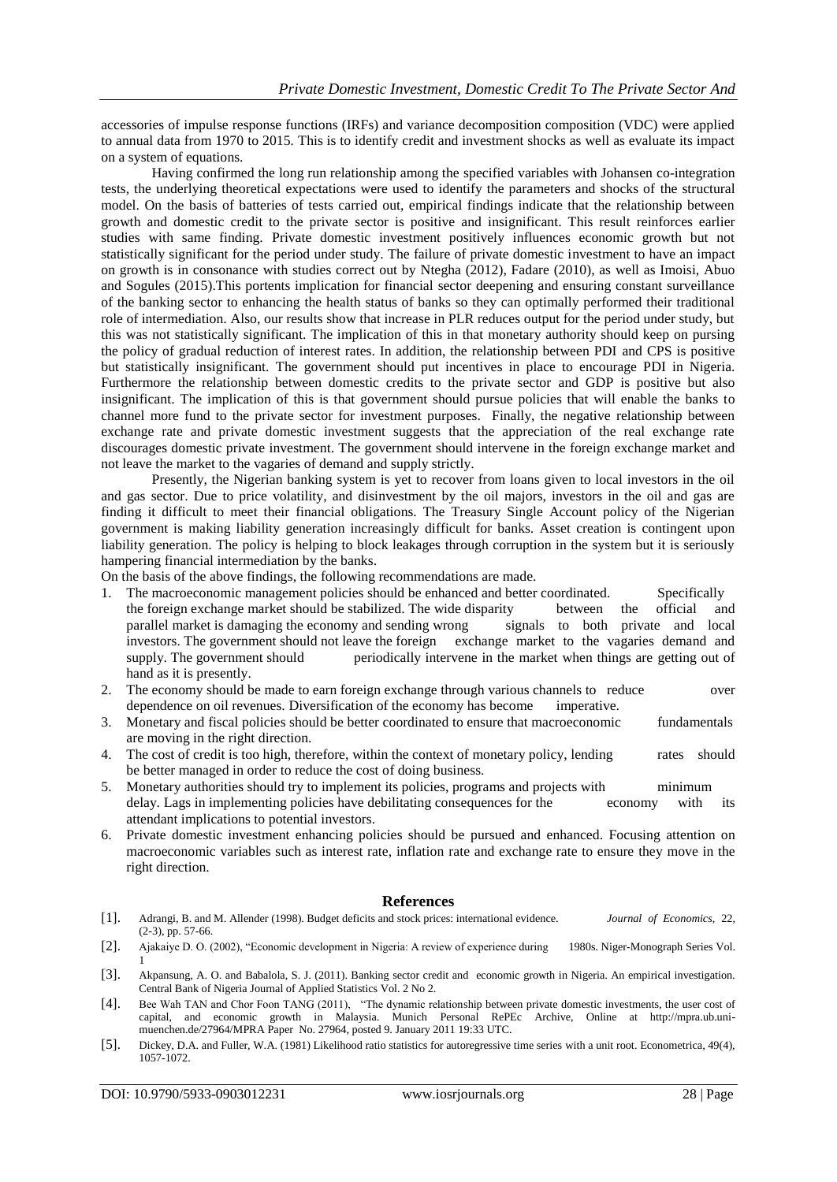accessories of impulse response functions (IRFs) and variance decomposition composition (VDC) were applied to annual data from 1970 to 2015. This is to identify credit and investment shocks as well as evaluate its impact on a system of equations.

Having confirmed the long run relationship among the specified variables with Johansen co-integration tests, the underlying theoretical expectations were used to identify the parameters and shocks of the structural model. On the basis of batteries of tests carried out, empirical findings indicate that the relationship between growth and domestic credit to the private sector is positive and insignificant. This result reinforces earlier studies with same finding. Private domestic investment positively influences economic growth but not statistically significant for the period under study. The failure of private domestic investment to have an impact on growth is in consonance with studies correct out by Ntegha (2012), Fadare (2010), as well as Imoisi, Abuo and Sogules (2015).This portents implication for financial sector deepening and ensuring constant surveillance of the banking sector to enhancing the health status of banks so they can optimally performed their traditional role of intermediation. Also, our results show that increase in PLR reduces output for the period under study, but this was not statistically significant. The implication of this in that monetary authority should keep on pursing the policy of gradual reduction of interest rates. In addition, the relationship between PDI and CPS is positive but statistically insignificant. The government should put incentives in place to encourage PDI in Nigeria. Furthermore the relationship between domestic credits to the private sector and GDP is positive but also insignificant. The implication of this is that government should pursue policies that will enable the banks to channel more fund to the private sector for investment purposes. Finally, the negative relationship between exchange rate and private domestic investment suggests that the appreciation of the real exchange rate discourages domestic private investment. The government should intervene in the foreign exchange market and not leave the market to the vagaries of demand and supply strictly.

Presently, the Nigerian banking system is yet to recover from loans given to local investors in the oil and gas sector. Due to price volatility, and disinvestment by the oil majors, investors in the oil and gas are finding it difficult to meet their financial obligations. The Treasury Single Account policy of the Nigerian government is making liability generation increasingly difficult for banks. Asset creation is contingent upon liability generation. The policy is helping to block leakages through corruption in the system but it is seriously hampering financial intermediation by the banks.

On the basis of the above findings, the following recommendations are made.

1. The macroeconomic management policies should be enhanced and better coordinated. Specifically the foreign exchange market should be stabilized. The wide disparity between the official and parallel market is damaging the economy and sending wrong signals to both private and local investors. The government should not leave the foreign exchange market to the vagaries demand and supply. The government should periodically intervene in the market when things are getting out of hand as it is presently.
2. The economy should be made to earn foreign exchange through various channels to reduce over dependence on oil revenues. Diversification of the economy has become imperative.
3. Monetary and fiscal policies should be better coordinated to ensure that macroeconomic fundamentals are moving in the right direction.
4. The cost of credit is too high, therefore, within the context of monetary policy, lending rates should be better managed in order to reduce the cost of doing business.
5. Monetary authorities should try to implement its policies, programs and projects with minimum delay. Lags in implementing policies have debilitating consequences for the economy with its attendant implications to potential investors.
6. Private domestic investment enhancing policies should be pursued and enhanced. Focusing attention on macroeconomic variables such as interest rate, inflation rate and exchange rate to ensure they move in the right direction.

## References

[1]. Adrangi, B. and M. Allender (1998). Budget deficits and stock prices: international evidence. *Journal of Economics*, 22, (2-3), pp. 57-66.

[2]. Ajakaiye D. O. (2002), "Economic development in Nigeria: A review of experience during 1980s. Niger-Monograph Series Vol. 1

[3]. Akpansung, A. O. and Babalola, S. J. (2011). Banking sector credit and economic growth in Nigeria. An empirical investigation. Central Bank of Nigeria Journal of Applied Statistics Vol. 2 No 2.

[4]. Bee Wah TAN and Chor Foon TANG (2011), "The dynamic relationship between private domestic investments, the user cost of capital, and economic growth in Malaysia. Munich Personal RePEc Archive, Online at http://mpra.ub.uni-muenchen.de/27964/MPRA Paper No. 27964, posted 9. January 2011 19:33 UTC.

[5]. Dickey, D.A. and Fuller, W.A. (1981) Likelihood ratio statistics for autoregressive time series with a unit root. Econometrica, 49(4), 1057-1072.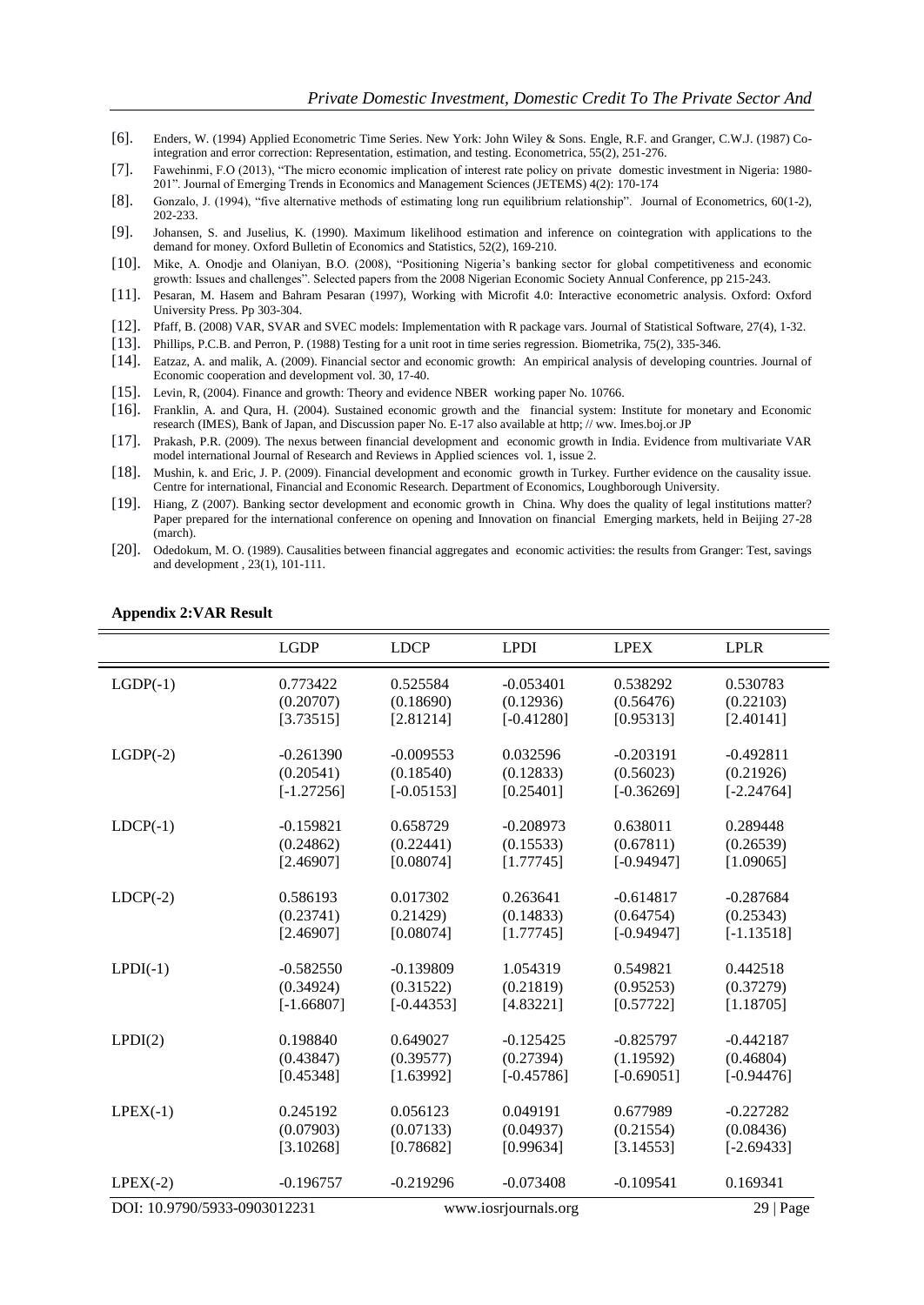[6]. Enders, W. (1994) Applied Econometric Time Series. New York: John Wiley & Sons. Engle, R.F. and Granger, C.W.J. (1987) Co-integration and error correction: Representation, estimation, and testing. Econometrica, 55(2), 251-276.

[7]. Fawehinmi, F.O (2013), "The micro economic implication of interest rate policy on private domestic investment in Nigeria: 1980-201". Journal of Emerging Trends in Economics and Management Sciences (JETEMS) 4(2): 170-174

[8]. Gonzalo, J. (1994), "five alternative methods of estimating long run equilibrium relationship". Journal of Econometrics, 60(1-2), 202-233.

[9]. Johansen, S. and Juselius, K. (1990). Maximum likelihood estimation and inference on cointegration with applications to the demand for money. Oxford Bulletin of Economics and Statistics, 52(2), 169-210.

[10]. Mike, A. Onodje and Olaniyan, B.O. (2008), "Positioning Nigeria's banking sector for global competitiveness and economic growth: Issues and challenges". Selected papers from the 2008 Nigerian Economic Society Annual Conference, pp 215-243.

[11]. Pesaran, M. Hasem and Bahram Pesaran (1997), Working with Microfit 4.0: Interactive econometric analysis. Oxford: Oxford University Press. Pp 303-304.

[12]. Pfaff, B. (2008) VAR, SVAR and SVEC models: Implementation with R package vars. Journal of Statistical Software, 27(4), 1-32.

[13]. Phillips, P.C.B. and Perron, P. (1988) Testing for a unit root in time series regression. Biometrika, 75(2), 335-346.

[14]. Eatzaz, A. and malik, A. (2009). Financial sector and economic growth: An empirical analysis of developing countries. Journal of Economic cooperation and development vol. 30, 17-40.

[15]. Levin, R, (2004). Finance and growth: Theory and evidence NBER working paper No. 10766.

[16]. Franklin, A. and Qura, H. (2004). Sustained economic growth and the financial system: Institute for monetary and Economic research (IMES), Bank of Japan, and Discussion paper No. E-17 also available at http; // ww. Imes.boj.or JP

[17]. Prakash, P.R. (2009). The nexus between financial development and economic growth in India. Evidence from multivariate VAR model international Journal of Research and Reviews in Applied sciences vol. 1, issue 2.

[18]. Mushin, k. and Eric, J. P. (2009). Financial development and economic growth in Turkey. Further evidence on the causality issue. Centre for international, Financial and Economic Research. Department of Economics, Loughborough University.

[19]. Hiang, Z (2007). Banking sector development and economic growth in China. Why does the quality of legal institutions matter? Paper prepared for the international conference on opening and Innovation on financial Emerging markets, held in Beijing 27-28 (march).

[20]. Odedokum, M. O. (1989). Causalities between financial aggregates and economic activities: the results from Granger: Test, savings and development , 23(1), 101-111.

**Appendix 2:VAR Result**

| | LGDP | LDCP | LPDI | LPEX | LPLR |
|---|---|---|---|---|---|
| LGDP(-1) | 0.773422 | 0.525584 | -0.053401 | 0.538292 | 0.530783 |
| | (0.20707) | (0.18690) | (0.12936) | (0.56476) | (0.22103) |
| | [3.73515] | [2.81214] | [-0.41280] | [0.95313] | [2.40141] |
| LGDP(-2) | -0.261390 | -0.009553 | 0.032596 | -0.203191 | -0.492811 |
| | (0.20541) | (0.18540) | (0.12833) | (0.56023) | (0.21926) |
| | [-1.27256] | [-0.05153] | [0.25401] | [-0.36269] | [-2.24764] |
| LDCP(-1) | -0.159821 | 0.658729 | -0.208973 | 0.638011 | 0.289448 |
| | (0.24862) | (0.22441) | (0.15533) | (0.67811) | (0.26539) |
| | [2.46907] | [0.08074] | [1.77745] | [-0.94947] | [1.09065] |
| LDCP(-2) | 0.586193 | 0.017302 | 0.263641 | -0.614817 | -0.287684 |
| | (0.23741) | 0.21429) | (0.14833) | (0.64754) | (0.25343) |
| | [2.46907] | [0.08074] | [1.77745] | [-0.94947] | [-1.13518] |
| LPDI(-1) | -0.582550 | -0.139809 | 1.054319 | 0.549821 | 0.442518 |
| | (0.34924) | (0.31522) | (0.21819) | (0.95253) | (0.37279) |
| | [-1.66807] | [-0.44353] | [4.83221] | [0.57722] | [1.18705] |
| LPDI(2) | 0.198840 | 0.649027 | -0.125425 | -0.825797 | -0.442187 |
| | (0.43847) | (0.39577) | (0.27394) | (1.19592) | (0.46804) |
| | [0.45348] | [1.63992] | [-0.45786] | [-0.69051] | [-0.94476] |
| LPEX(-1) | 0.245192 | 0.056123 | 0.049191 | 0.677989 | -0.227282 |
| | (0.07903) | (0.07133) | (0.04937) | (0.21554) | (0.08436) |
| | [3.10268] | [0.78682] | [0.99634] | [3.14553] | [-2.69433] |
| LPEX(-2) | -0.196757 | -0.219296 | -0.073408 | -0.109541 | 0.169341 |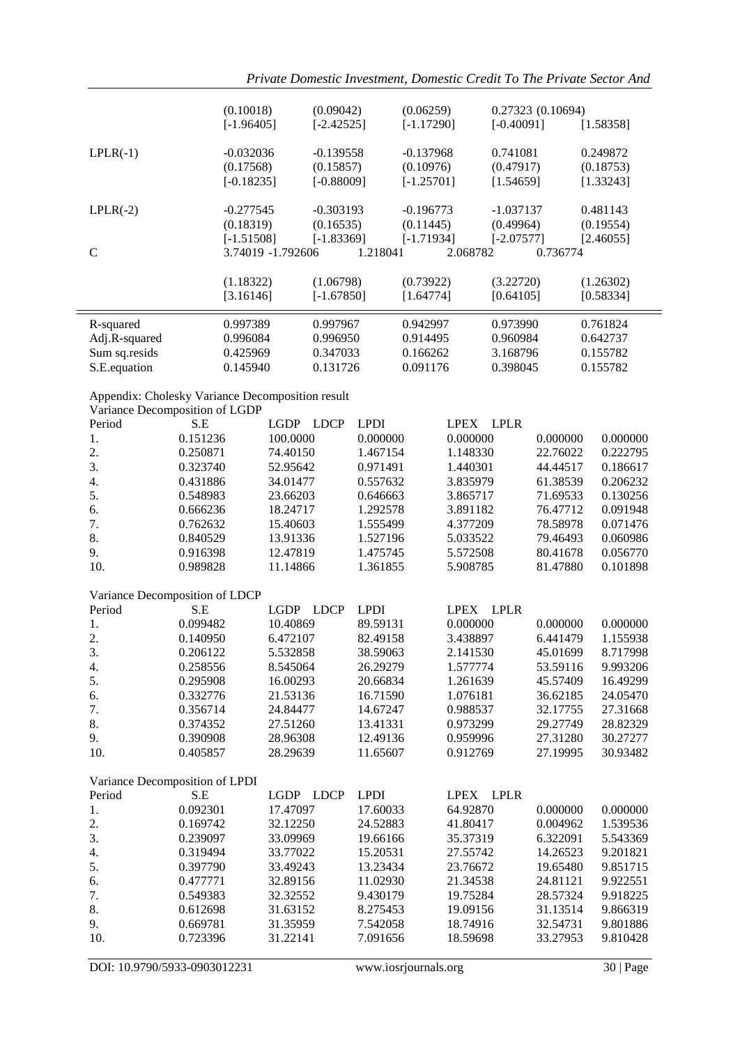| | | | | | |
|---|---|---|---|---|---|
| | (0.10018) | (0.09042) | (0.06259) | 0.27323 (0.10694) | |
| | [-1.96405] | [-2.42525] | [-1.17290] | [-0.40091] | [1.58358] |
| LPLR(-1) | -0.032036 | -0.139558 | -0.137968 | 0.741081 | 0.249872 |
| | (0.17568) | (0.15857) | (0.10976) | (0.47917) | (0.18753) |
| | [-0.18235] | [-0.88009] | [-1.25701] | [1.54659] | [1.33243] |
| LPLR(-2) | -0.277545 | -0.303193 | -0.196773 | -1.037137 | 0.481143 |
| | (0.18319) | (0.16535) | (0.11445) | (0.49964) | (0.19554) |
| | [-1.51508] | [-1.83369] | [-1.71934] | [-2.07577] | [2.46055] |
| C | 3.74019 | -1.792606 | 1.218041 | 2.068782 | 0.736774 |
| | (1.18322) | (1.06798) | (0.73922) | (3.22720) | (1.26302) |
| | [3.16146] | [-1.67850] | [1.64774] | [0.64105] | [0.58334] |
| R-squared | 0.997389 | 0.997967 | 0.942997 | 0.973990 | 0.761824 |
| Adj.R-squared | 0.996084 | 0.996950 | 0.914495 | 0.960984 | 0.642737 |
| Sum sq.resids | 0.425969 | 0.347033 | 0.166262 | 3.168796 | 0.155782 |
| S.E.equation | 0.145940 | 0.131726 | 0.091176 | 0.398045 | 0.155782 |

Appendix: Cholesky Variance Decomposition result

Variance Decomposition of LGDP

| Period | S.E | LGDP | LDCP | LPDI | LPEX | LPLR |
|---|---|---|---|---|---|---|
| 1. | 0.151236 | 100.0000 | 0.000000 | 0.000000 | 0.000000 | 0.000000 |
| 2. | 0.250871 | 74.40150 | 1.467154 | 1.148330 | 22.76022 | 0.222795 |
| 3. | 0.323740 | 52.95642 | 0.971491 | 1.440301 | 44.44517 | 0.186617 |
| 4. | 0.431886 | 34.01477 | 0.557632 | 3.835979 | 61.38539 | 0.206232 |
| 5. | 0.548983 | 23.66203 | 0.646663 | 3.865717 | 71.69533 | 0.130256 |
| 6. | 0.666236 | 18.24717 | 1.292578 | 3.891182 | 76.47712 | 0.091948 |
| 7. | 0.762632 | 15.40603 | 1.555499 | 4.377209 | 78.58978 | 0.071476 |
| 8. | 0.840529 | 13.91336 | 1.527196 | 5.033522 | 79.46493 | 0.060986 |
| 9. | 0.916398 | 12.47819 | 1.475745 | 5.572508 | 80.41678 | 0.056770 |
| 10. | 0.989828 | 11.14866 | 1.361855 | 5.908785 | 81.47880 | 0.101898 |

Variance Decomposition of LDCP

| Period | S.E | LGDP | LDCP | LPDI | LPEX | LPLR |
|---|---|---|---|---|---|---|
| 1. | 0.099482 | 10.40869 | 89.59131 | 0.000000 | 0.000000 | 0.000000 |
| 2. | 0.140950 | 6.472107 | 82.49158 | 3.438897 | 6.441479 | 1.155938 |
| 3. | 0.206122 | 5.532858 | 38.59063 | 2.141530 | 45.01699 | 8.717998 |
| 4. | 0.258556 | 8.545064 | 26.29279 | 1.577774 | 53.59116 | 9.993206 |
| 5. | 0.295908 | 16.00293 | 20.66834 | 1.261639 | 45.57409 | 16.49299 |
| 6. | 0.332776 | 21.53136 | 16.71590 | 1.076181 | 36.62185 | 24.05470 |
| 7. | 0.356714 | 24.84477 | 14.67247 | 0.988537 | 32.17755 | 27.31668 |
| 8. | 0.374352 | 27.51260 | 13.41331 | 0.973299 | 29.27749 | 28.82329 |
| 9. | 0.390908 | 28.96308 | 12.49136 | 0.959996 | 27.31280 | 30.27277 |
| 10. | 0.405857 | 28.29639 | 11.65607 | 0.912769 | 27.19995 | 30.93482 |

Variance Decomposition of LPDI

| Period | S.E | LGDP | LDCP | LPDI | LPEX | LPLR |
|---|---|---|---|---|---|---|
| 1. | 0.092301 | 17.47097 | 17.60033 | 64.92870 | 0.000000 | 0.000000 |
| 2. | 0.169742 | 32.12250 | 24.52883 | 41.80417 | 0.004962 | 1.539536 |
| 3. | 0.239097 | 33.09969 | 19.66166 | 35.37319 | 6.322091 | 5.543369 |
| 4. | 0.319494 | 33.77022 | 15.20531 | 27.55742 | 14.26523 | 9.201821 |
| 5. | 0.397790 | 33.49243 | 13.23434 | 23.76672 | 19.65480 | 9.851715 |
| 6. | 0.477771 | 32.89156 | 11.02930 | 21.34538 | 24.81121 | 9.922551 |
| 7. | 0.549383 | 32.32552 | 9.430179 | 19.75284 | 28.57324 | 9.918225 |
| 8. | 0.612698 | 31.63152 | 8.275453 | 19.09156 | 31.13514 | 9.866319 |
| 9. | 0.669781 | 31.35959 | 7.542058 | 18.74916 | 32.54731 | 9.801886 |
| 10. | 0.723396 | 31.22141 | 7.091656 | 18.59698 | 33.27953 | 9.810428 |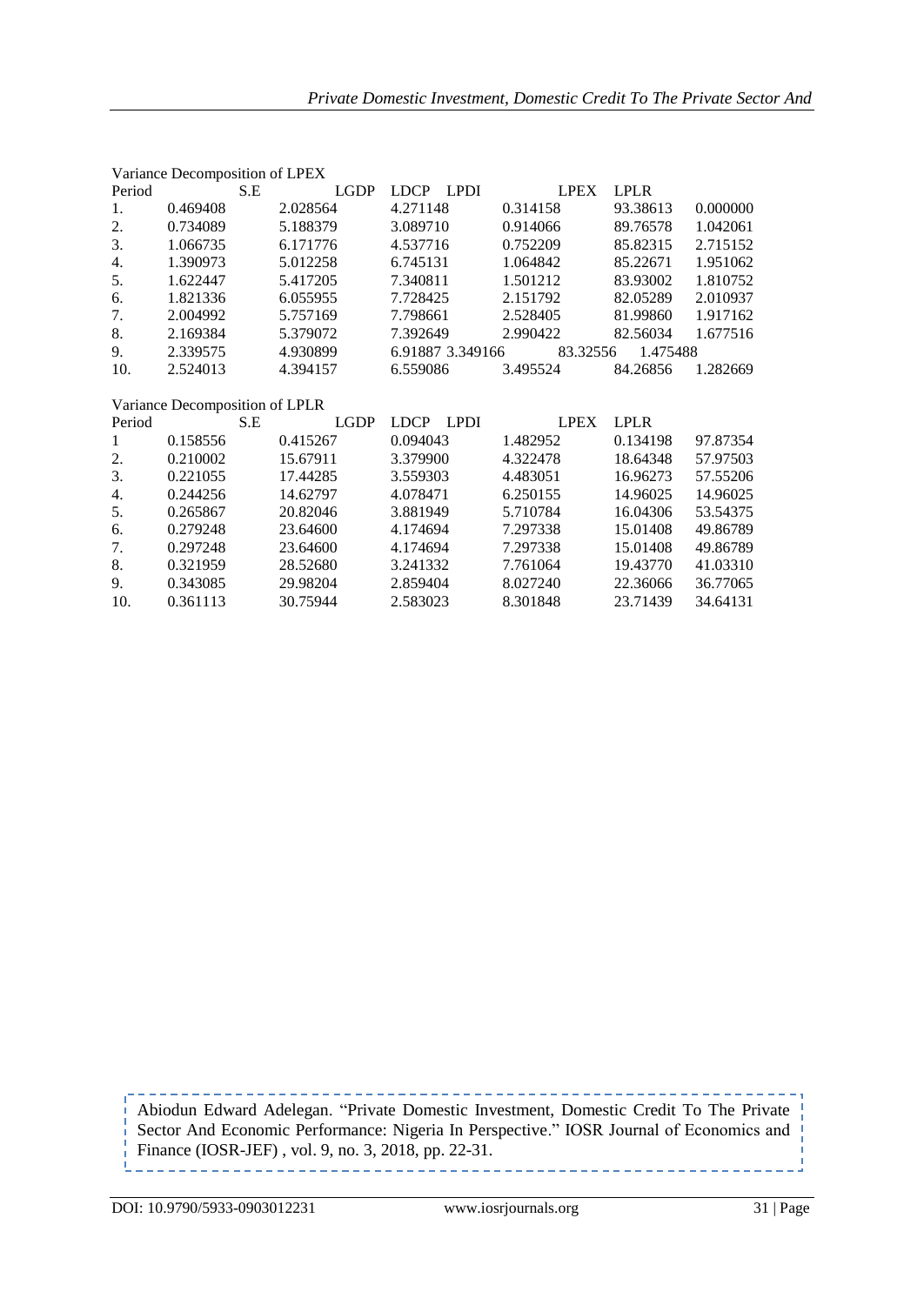Variance Decomposition of LPEX

| Period | S.E | LGDP | LDCP | LPDI | LPEX | LPLR |
|---|---|---|---|---|---|---|
| 1. | 0.469408 | 2.028564 | 4.271148 | 0.314158 | 93.38613 | 0.000000 |
| 2. | 0.734089 | 5.188379 | 3.089710 | 0.914066 | 89.76578 | 1.042061 |
| 3. | 1.066735 | 6.171776 | 4.537716 | 0.752209 | 85.82315 | 2.715152 |
| 4. | 1.390973 | 5.012258 | 6.745131 | 1.064842 | 85.22671 | 1.951062 |
| 5. | 1.622447 | 5.417205 | 7.340811 | 1.501212 | 83.93002 | 1.810752 |
| 6. | 1.821336 | 6.055955 | 7.728425 | 2.151792 | 82.05289 | 2.010937 |
| 7. | 2.004992 | 5.757169 | 7.798661 | 2.528405 | 81.99860 | 1.917162 |
| 8. | 2.169384 | 5.379072 | 7.392649 | 2.990422 | 82.56034 | 1.677516 |
| 9. | 2.339575 | 4.930899 | 6.91887 | 3.349166 | 83.32556 | 1.475488 |
| 10. | 2.524013 | 4.394157 | 6.559086 | 3.495524 | 84.26856 | 1.282669 |

Variance Decomposition of LPLR

| Period | S.E | LGDP | LDCP | LPDI | LPEX | LPLR |
|---|---|---|---|---|---|---|
| 1 | 0.158556 | 0.415267 | 0.094043 | 1.482952 | 0.134198 | 97.87354 |
| 2. | 0.210002 | 15.67911 | 3.379900 | 4.322478 | 18.64348 | 57.97503 |
| 3. | 0.221055 | 17.44285 | 3.559303 | 4.483051 | 16.96273 | 57.55206 |
| 4. | 0.244256 | 14.62797 | 4.078471 | 6.250155 | 14.96025 | 14.96025 |
| 5. | 0.265867 | 20.82046 | 3.881949 | 5.710784 | 16.04306 | 53.54375 |
| 6. | 0.279248 | 23.64600 | 4.174694 | 7.297338 | 15.01408 | 49.86789 |
| 7. | 0.297248 | 23.64600 | 4.174694 | 7.297338 | 15.01408 | 49.86789 |
| 8. | 0.321959 | 28.52680 | 3.241332 | 7.761064 | 19.43770 | 41.03310 |
| 9. | 0.343085 | 29.98204 | 2.859404 | 8.027240 | 22.36066 | 36.77065 |
| 10. | 0.361113 | 30.75944 | 2.583023 | 8.301848 | 23.71439 | 34.64131 |

Abiodun Edward Adelegan. "Private Domestic Investment, Domestic Credit To The Private Sector And Economic Performance: Nigeria In Perspective." IOSR Journal of Economics and Finance (IOSR-JEF) , vol. 9, no. 3, 2018, pp. 22-31.